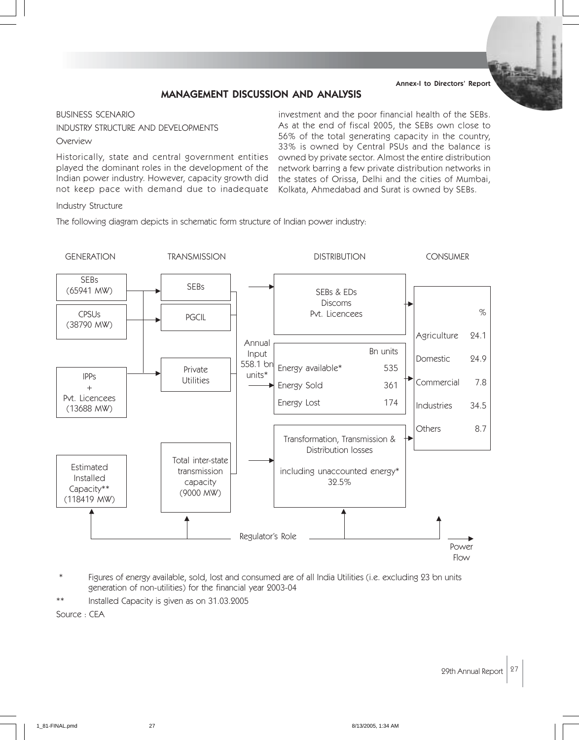Annex-I to Directors' Report

# MANAGEMENT DISCUSSION AND ANALYSIS

## BUSINESS SCENARIO

### INDUSTRY STRUCTURE AND DEVELOPMENTS

#### Overview

Historically, state and central government entities played the dominant roles in the development of the Indian power industry. However, capacity growth did not keep pace with demand due to inadequate investment and the poor financial health of the SEBs. As at the end of fiscal 2005, the SEBs own close to 56% of the total generating capacity in the country, 33% is owned by Central PSUs and the balance is owned by private sector. Almost the entire distribution network barring a few private distribution networks in the states of Orissa, Delhi and the cities of Mumbai, Kolkata, Ahmedabad and Surat is owned by SEBs.

#### Industry Structure

The following diagram depicts in schematic form structure of Indian power industry:

| GENERATION | TRANSMISSION | | DISTRIBUTION | | CONSUMER | |
|---|---|---|---|---|---|---|
| SEBs (65941 MW) | SEBs | | SEBs & EDs Discoms Pvt. Licencees | | | % |
| CPSUs (38790 MW) | PGCIL | Annual Input 558.1 bn units* | | Bn units | Agriculture | 24.1 |
| IPPs + Pvt. Licencees (13688 MW) | Private Utilities | | Energy available* | 535 | Domestic | 24.9 |
| | | | Energy Sold | 361 | Commercial | 7.8 |
| | | | Energy Lost | 174 | Industries | 34.5 |
| Estimated Installed Capacity** (118419 MW) | Total inter-state transmission capacity (9000 MW) | | Transformation, Transmission & Distribution losses including unaccounted energy* 32.5% | | Others | 8.7 |

Regulator's Role

Power Flow

\* Figures of energy available, sold, lost and consumed are of all India Utilities (i.e. excluding 23 bn units generation of non-utilities) for the financial year 2003-04

\*\* Installed Capacity is given as on 31.03.2005

Source : CEA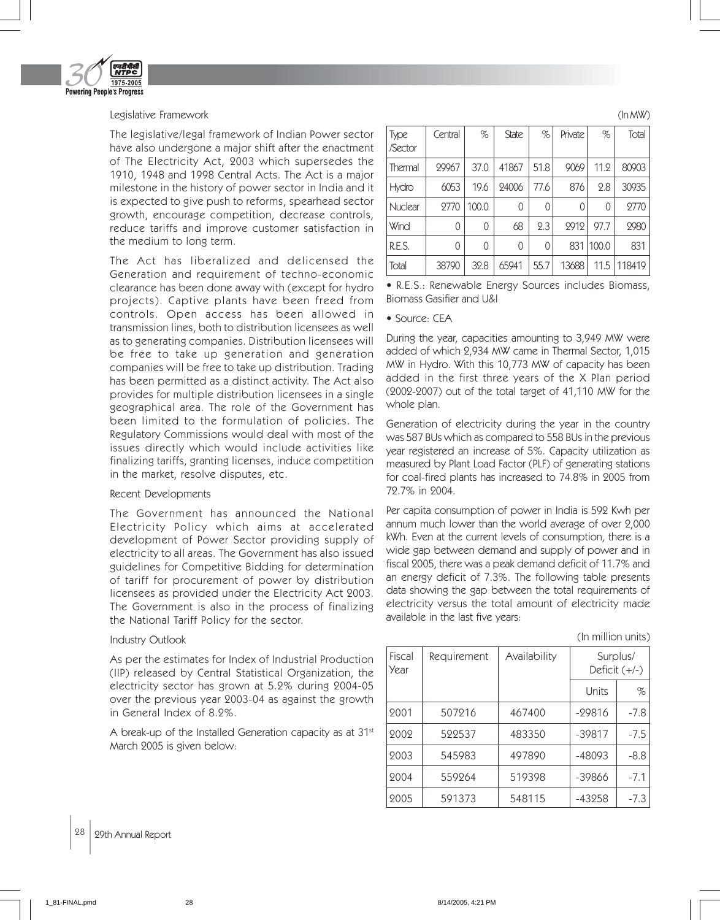## Legislative Framework

The legislative/legal framework of Indian Power sector have also undergone a major shift after the enactment of The Electricity Act, 2003 which supersedes the 1910, 1948 and 1998 Central Acts. The Act is a major milestone in the history of power sector in India and it is expected to give push to reforms, spearhead sector growth, encourage competition, decrease controls, reduce tariffs and improve customer satisfaction in the medium to long term.

The Act has liberalized and delicensed the Generation and requirement of techno-economic clearance has been done away with (except for hydro projects). Captive plants have been freed from controls. Open access has been allowed in transmission lines, both to distribution licensees as well as to generating companies. Distribution licensees will be free to take up generation and generation companies will be free to take up distribution. Trading has been permitted as a distinct activity. The Act also provides for multiple distribution licensees in a single geographical area. The role of the Government has been limited to the formulation of policies. The Regulatory Commissions would deal with most of the issues directly which would include activities like finalizing tariffs, granting licenses, induce competition in the market, resolve disputes, etc.

## Recent Developments

The Government has announced the National Electricity Policy which aims at accelerated development of Power Sector providing supply of electricity to all areas. The Government has also issued guidelines for Competitive Bidding for determination of tariff for procurement of power by distribution licensees as provided under the Electricity Act 2003. The Government is also in the process of finalizing the National Tariff Policy for the sector.

## Industry Outlook

As per the estimates for Index of Industrial Production (IIP) released by Central Statistical Organization, the electricity sector has grown at 5.2% during 2004-05 over the previous year 2003-04 as against the growth in General Index of 8.2%.

A break-up of the Installed Generation capacity as at 31st March 2005 is given below:

(In MW)

| Type /Sector | Central | % | State | % | Private | % | Total |
|---|---|---|---|---|---|---|---|
| Thermal | 29967 | 37.0 | 41867 | 51.8 | 9069 | 11.2 | 80903 |
| Hydro | 6053 | 19.6 | 24006 | 77.6 | 876 | 2.8 | 30935 |
| Nuclear | 2770 | 100.0 | 0 | 0 | 0 | 0 | 2770 |
| Wind | 0 | 0 | 68 | 2.3 | 2912 | 97.7 | 2980 |
| R.E.S. | 0 | 0 | 0 | 0 | 831 | 100.0 | 831 |
| Total | 38790 | 32.8 | 65941 | 55.7 | 13688 | 11.5 | 118419 |

- R.E.S.: Renewable Energy Sources includes Biomass, Biomass Gasifier and U&I
- Source: CEA

During the year, capacities amounting to 3,949 MW were added of which 2,934 MW came in Thermal Sector, 1,015 MW in Hydro. With this 10,773 MW of capacity has been added in the first three years of the X Plan period (2002-2007) out of the total target of 41,110 MW for the whole plan.

Generation of electricity during the year in the country was 587 BUs which as compared to 558 BUs in the previous year registered an increase of 5%. Capacity utilization as measured by Plant Load Factor (PLF) of generating stations for coal-fired plants has increased to 74.8% in 2005 from 72.7% in 2004.

Per capita consumption of power in India is 592 Kwh per annum much lower than the world average of over 2,000 kWh. Even at the current levels of consumption, there is a wide gap between demand and supply of power and in fiscal 2005, there was a peak demand deficit of 11.7% and an energy deficit of 7.3%. The following table presents data showing the gap between the total requirements of electricity versus the total amount of electricity made available in the last five years:

(In million units)

| Fiscal Year | Requirement | Availability | Surplus/ Deficit (+/-) | |
|---|---|---|---|---|
| | | | Units | % |
| 2001 | 507216 | 467400 | -29816 | -7.8 |
| 2002 | 522537 | 483350 | -39817 | -7.5 |
| 2003 | 545983 | 497890 | -48093 | -8.8 |
| 2004 | 559264 | 519398 | -39866 | -7.1 |
| 2005 | 591373 | 548115 | -43258 | -7.3 |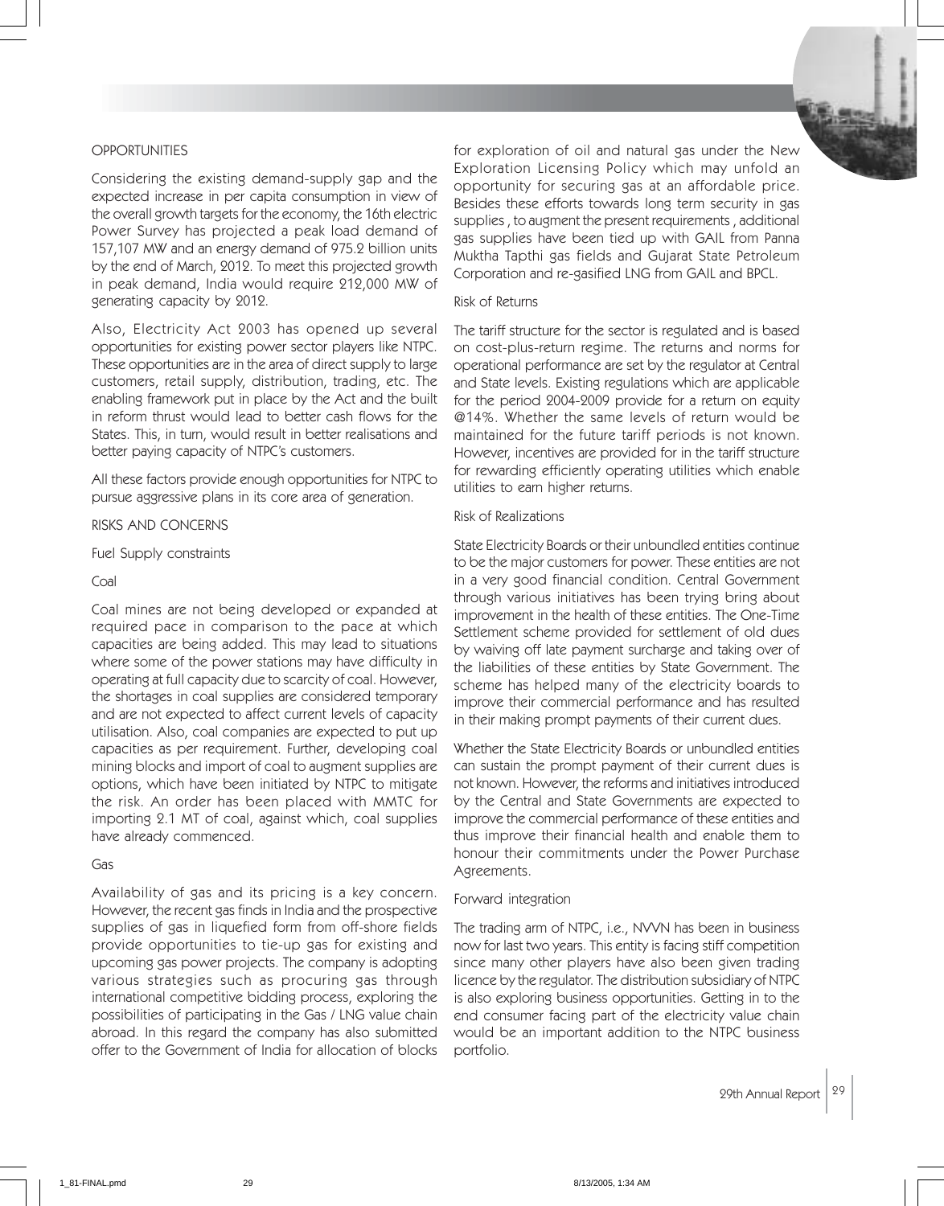## OPPORTUNITIES

Considering the existing demand-supply gap and the expected increase in per capita consumption in view of the overall growth targets for the economy, the 16th electric Power Survey has projected a peak load demand of 157,107 MW and an energy demand of 975.2 billion units by the end of March, 2012. To meet this projected growth in peak demand, India would require 212,000 MW of generating capacity by 2012.

Also, Electricity Act 2003 has opened up several opportunities for existing power sector players like NTPC. These opportunities are in the area of direct supply to large customers, retail supply, distribution, trading, etc. The enabling framework put in place by the Act and the built in reform thrust would lead to better cash flows for the States. This, in turn, would result in better realisations and better paying capacity of NTPC's customers.

All these factors provide enough opportunities for NTPC to pursue aggressive plans in its core area of generation.

## RISKS AND CONCERNS

### Fuel Supply constraints

#### Coal

Coal mines are not being developed or expanded at required pace in comparison to the pace at which capacities are being added. This may lead to situations where some of the power stations may have difficulty in operating at full capacity due to scarcity of coal. However, the shortages in coal supplies are considered temporary and are not expected to affect current levels of capacity utilisation. Also, coal companies are expected to put up capacities as per requirement. Further, developing coal mining blocks and import of coal to augment supplies are options, which have been initiated by NTPC to mitigate the risk. An order has been placed with MMTC for importing 2.1 MT of coal, against which, coal supplies have already commenced.

#### Gas

Availability of gas and its pricing is a key concern. However, the recent gas finds in India and the prospective supplies of gas in liquefied form from off-shore fields provide opportunities to tie-up gas for existing and upcoming gas power projects. The company is adopting various strategies such as procuring gas through international competitive bidding process, exploring the possibilities of participating in the Gas / LNG value chain abroad. In this regard the company has also submitted offer to the Government of India for allocation of blocks for exploration of oil and natural gas under the New Exploration Licensing Policy which may unfold an opportunity for securing gas at an affordable price. Besides these efforts towards long term security in gas supplies , to augment the present requirements , additional gas supplies have been tied up with GAIL from Panna Muktha Tapthi gas fields and Gujarat State Petroleum Corporation and re-gasified LNG from GAIL and BPCL.

### Risk of Returns

The tariff structure for the sector is regulated and is based on cost-plus-return regime. The returns and norms for operational performance are set by the regulator at Central and State levels. Existing regulations which are applicable for the period 2004-2009 provide for a return on equity @14%. Whether the same levels of return would be maintained for the future tariff periods is not known. However, incentives are provided for in the tariff structure for rewarding efficiently operating utilities which enable utilities to earn higher returns.

### Risk of Realizations

State Electricity Boards or their unbundled entities continue to be the major customers for power. These entities are not in a very good financial condition. Central Government through various initiatives has been trying bring about improvement in the health of these entities. The One-Time Settlement scheme provided for settlement of old dues by waiving off late payment surcharge and taking over of the liabilities of these entities by State Government. The scheme has helped many of the electricity boards to improve their commercial performance and has resulted in their making prompt payments of their current dues.

Whether the State Electricity Boards or unbundled entities can sustain the prompt payment of their current dues is not known. However, the reforms and initiatives introduced by the Central and State Governments are expected to improve the commercial performance of these entities and thus improve their financial health and enable them to honour their commitments under the Power Purchase Agreements.

### Forward integration

The trading arm of NTPC, i.e., NVVN has been in business now for last two years. This entity is facing stiff competition since many other players have also been given trading licence by the regulator. The distribution subsidiary of NTPC is also exploring business opportunities. Getting in to the end consumer facing part of the electricity value chain would be an important addition to the NTPC business portfolio.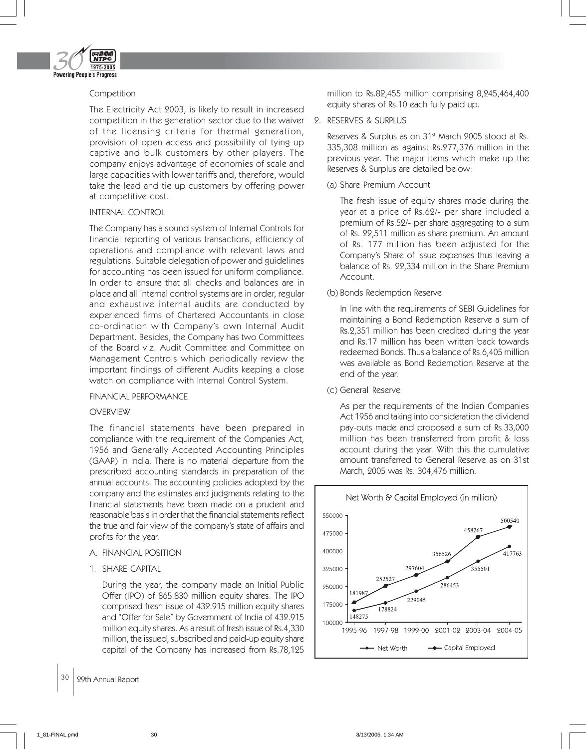Competition

The Electricity Act 2003, is likely to result in increased competition in the generation sector due to the waiver of the licensing criteria for thermal generation, provision of open access and possibility of tying up captive and bulk customers by other players. The company enjoys advantage of economies of scale and large capacities with lower tariffs and, therefore, would take the lead and tie up customers by offering power at competitive cost.

INTERNAL CONTROL

The Company has a sound system of Internal Controls for financial reporting of various transactions, efficiency of operations and compliance with relevant laws and regulations. Suitable delegation of power and guidelines for accounting has been issued for uniform compliance. In order to ensure that all checks and balances are in place and all internal control systems are in order, regular and exhaustive internal audits are conducted by experienced firms of Chartered Accountants in close co-ordination with Company's own Internal Audit Department. Besides, the Company has two Committees of the Board viz. Audit Committee and Committee on Management Controls which periodically review the important findings of different Audits keeping a close watch on compliance with Internal Control System.

FINANCIAL PERFORMANCE

OVERVIEW

The financial statements have been prepared in compliance with the requirement of the Companies Act, 1956 and Generally Accepted Accounting Principles (GAAP) in India. There is no material departure from the prescribed accounting standards in preparation of the annual accounts. The accounting policies adopted by the company and the estimates and judgments relating to the financial statements have been made on a prudent and reasonable basis in order that the financial statements reflect the true and fair view of the company's state of affairs and profits for the year.

A. FINANCIAL POSITION

1. SHARE CAPITAL

   During the year, the company made an Initial Public Offer (IPO) of 865.830 million equity shares. The IPO comprised fresh issue of 432.915 million equity shares and "Offer for Sale" by Government of India of 432.915 million equity shares. As a result of fresh issue of Rs.4,330 million, the issued, subscribed and paid-up equity share capital of the Company has increased from Rs.78,125 million to Rs.82,455 million comprising 8,245,464,400 equity shares of Rs.10 each fully paid up.

2. RESERVES & SURPLUS

   Reserves & Surplus as on 31st March 2005 stood at Rs. 335,308 million as against Rs.277,376 million in the previous year. The major items which make up the Reserves & Surplus are detailed below:

   (a) Share Premium Account

   The fresh issue of equity shares made during the year at a price of Rs.62/- per share included a premium of Rs.52/- per share aggregating to a sum of Rs. 22,511 million as share premium. An amount of Rs. 177 million has been adjusted for the Company's Share of issue expenses thus leaving a balance of Rs. 22,334 million in the Share Premium Account.

   (b) Bonds Redemption Reserve

   In line with the requirements of SEBI Guidelines for maintaining a Bond Redemption Reserve a sum of Rs.2,351 million has been credited during the year and Rs.17 million has been written back towards redeemed Bonds. Thus a balance of Rs.6,405 million was available as Bond Redemption Reserve at the end of the year.

   (c) General Reserve

   As per the requirements of the Indian Companies Act 1956 and taking into consideration the dividend pay-outs made and proposed a sum of Rs.33,000 million has been transferred from profit & loss account during the year. With this the cumulative amount transferred to General Reserve as on 31st March, 2005 was Rs. 304,476 million.

Net Worth & Capital Employed (in million)

| Year | Net Worth | Capital Employed |
|---|---|---|
| 1995-96 | 148275 | 181987 |
| 1997-98 | 178824 | 252527 |
| 1999-00 | 229045 | 297604 |
| 2001-02 | 286453 | 356526 |
| 2003-04 | 355501 | 458267 |
| 2004-05 | 417763 | 500540 |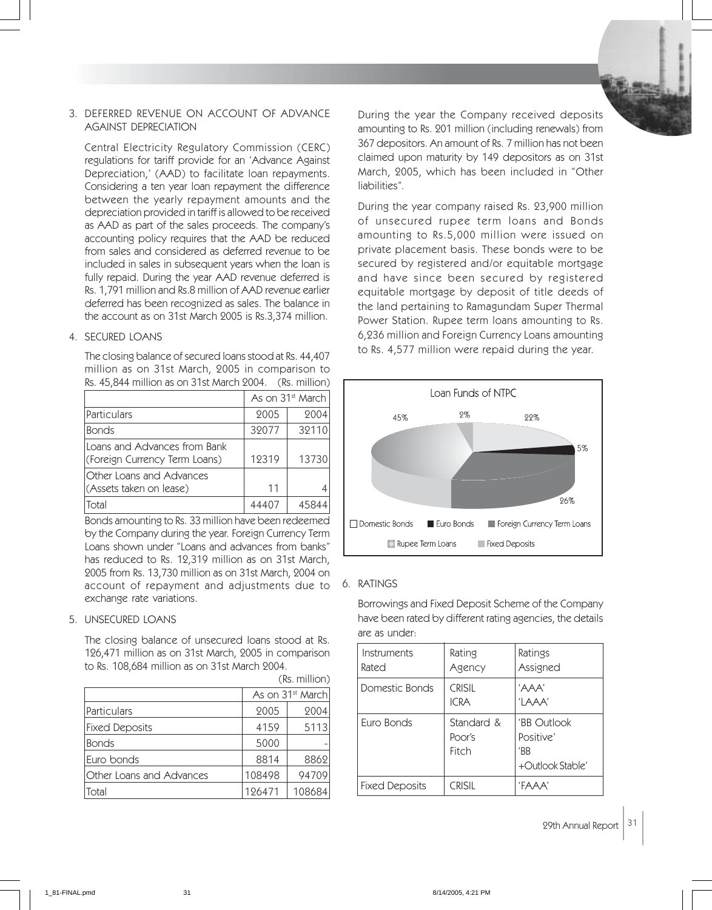## 3. DEFERRED REVENUE ON ACCOUNT OF ADVANCE AGAINST DEPRECIATION

Central Electricity Regulatory Commission (CERC) regulations for tariff provide for an 'Advance Against Depreciation,' (AAD) to facilitate loan repayments. Considering a ten year loan repayment the difference between the yearly repayment amounts and the depreciation provided in tariff is allowed to be received as AAD as part of the sales proceeds. The company's accounting policy requires that the AAD be reduced from sales and considered as deferred revenue to be included in sales in subsequent years when the loan is fully repaid. During the year AAD revenue deferred is Rs. 1,791 million and Rs.8 million of AAD revenue earlier deferred has been recognized as sales. The balance in the account as on 31st March 2005 is Rs.3,374 million.

## 4. SECURED LOANS

The closing balance of secured loans stood at Rs. 44,407 million as on 31st March, 2005 in comparison to Rs. 45,844 million as on 31st March 2004. (Rs. million)

| | As on 31st March | |
|---|---|---|
| Particulars | 2005 | 2004 |
| Bonds | 32077 | 32110 |
| Loans and Advances from Bank (Foreign Currency Term Loans) | 12319 | 13730 |
| Other Loans and Advances (Assets taken on lease) | 11 | 4 |
| Total | 44407 | 45844 |

Bonds amounting to Rs. 33 million have been redeemed by the Company during the year. Foreign Currency Term Loans shown under "Loans and advances from banks" has reduced to Rs. 12,319 million as on 31st March, 2005 from Rs. 13,730 million as on 31st March, 2004 on account of repayment and adjustments due to exchange rate variations.

## 5. UNSECURED LOANS

The closing balance of unsecured loans stood at Rs. 126,471 million as on 31st March, 2005 in comparison to Rs. 108,684 million as on 31st March 2004.

(Rs. million)

| | As on 31st March | |
|---|---|---|
| Particulars | 2005 | 2004 |
| Fixed Deposits | 4159 | 5113 |
| Bonds | 5000 | - |
| Euro bonds | 8814 | 8862 |
| Other Loans and Advances | 108498 | 94709 |
| Total | 126471 | 108684 |

During the year the Company received deposits amounting to Rs. 201 million (including renewals) from 367 depositors. An amount of Rs. 7 million has not been claimed upon maturity by 149 depositors as on 31st March, 2005, which has been included in "Other liabilities".

During the year company raised Rs. 23,900 million of unsecured rupee term loans and Bonds amounting to Rs.5,000 million were issued on private placement basis. These bonds were to be secured by registered and/or equitable mortgage and have since been secured by registered equitable mortgage by deposit of title deeds of the land pertaining to Ramagundam Super Thermal Power Station. Rupee term loans amounting to Rs. 6,236 million and Foreign Currency Loans amounting to Rs. 4,577 million were repaid during the year.

**Loan Funds of NTPC**

| Category | Share |
|---|---|
| Domestic Bonds | 22% |
| Euro Bonds | 5% |
| Foreign Currency Term Loans | 26% |
| Rupee Term Loans | 45% |
| Fixed Deposits | 2% |

## 6. RATINGS

Borrowings and Fixed Deposit Scheme of the Company have been rated by different rating agencies, the details are as under:

| Instruments Rated | Rating Agency | Ratings Assigned |
|---|---|---|
| Domestic Bonds | CRISIL<br>ICRA | 'AAA'<br>'LAAA' |
| Euro Bonds | Standard & Poor's<br>Fitch | 'BB Outlook Positive'<br>'BB +Outlook Stable' |
| Fixed Deposits | CRISIL | 'FAAA' |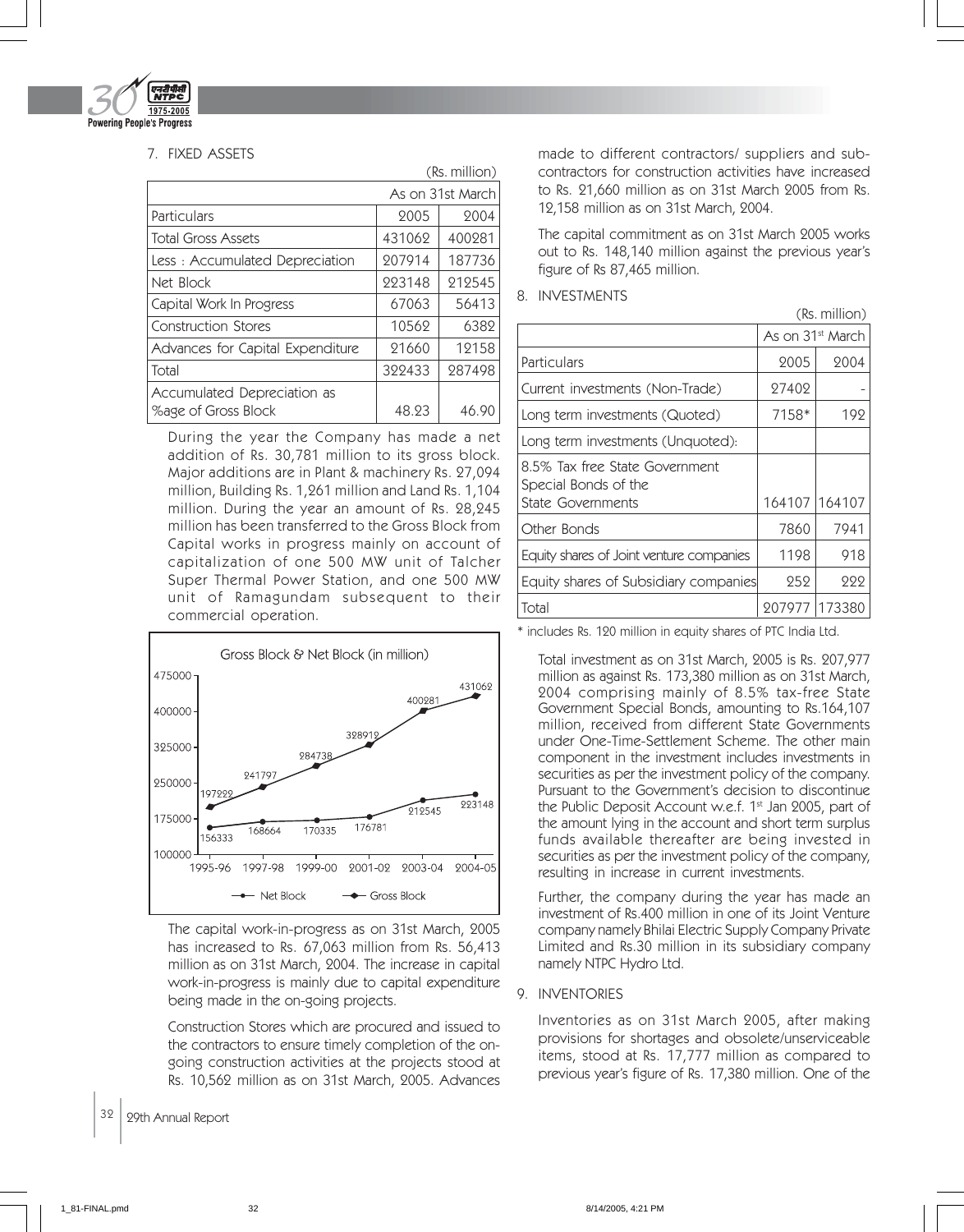## 7. FIXED ASSETS

(Rs. million)

| Particulars | As on 31st March 2005 | 2004 |
|---|---|---|
| Total Gross Assets | 431062 | 400281 |
| Less : Accumulated Depreciation | 207914 | 187736 |
| Net Block | 223148 | 212545 |
| Capital Work In Progress | 67063 | 56413 |
| Construction Stores | 10562 | 6382 |
| Advances for Capital Expenditure | 21660 | 12158 |
| Total | 322433 | 287498 |
| Accumulated Depreciation as %age of Gross Block | 48.23 | 46.90 |

During the year the Company has made a net addition of Rs. 30,781 million to its gross block. Major additions are in Plant & machinery Rs. 27,094 million, Building Rs. 1,261 million and Land Rs. 1,104 million. During the year an amount of Rs. 28,245 million has been transferred to the Gross Block from Capital works in progress mainly on account of capitalization of one 500 MW unit of Talcher Super Thermal Power Station, and one 500 MW unit of Ramagundam subsequent to their commercial operation.

Gross Block & Net Block (in million)

| | 1995-96 | 1997-98 | 1999-00 | 2001-02 | 2003-04 | 2004-05 |
|---|---|---|---|---|---|---|
| Net Block | 156333 | 168664 | 170335 | 176781 | 212545 | 223148 |
| Gross Block | 197222 | 241797 | 284738 | 328912 | 400281 | 431062 |

The capital work-in-progress as on 31st March, 2005 has increased to Rs. 67,063 million from Rs. 56,413 million as on 31st March, 2004. The increase in capital work-in-progress is mainly due to capital expenditure being made in the on-going projects.

Construction Stores which are procured and issued to the contractors to ensure timely completion of the on-going construction activities at the projects stood at Rs. 10,562 million as on 31st March, 2005. Advances made to different contractors/ suppliers and sub-contractors for construction activities have increased to Rs. 21,660 million as on 31st March 2005 from Rs. 12,158 million as on 31st March, 2004.

The capital commitment as on 31st March 2005 works out to Rs. 148,140 million against the previous year's figure of Rs 87,465 million.

## 8. INVESTMENTS

(Rs. million)

| Particulars | As on 31st March 2005 | 2004 |
|---|---|---|
| Current investments (Non-Trade) | 27402 | - |
| Long term investments (Quoted) | 7158* | 192 |
| Long term investments (Unquoted): | | |
| 8.5% Tax free State Government Special Bonds of the State Governments | 164107 | 164107 |
| Other Bonds | 7860 | 7941 |
| Equity shares of Joint venture companies | 1198 | 918 |
| Equity shares of Subsidiary companies | 252 | 222 |
| Total | 207977 | 173380 |

* includes Rs. 120 million in equity shares of PTC India Ltd.

Total investment as on 31st March, 2005 is Rs. 207,977 million as against Rs. 173,380 million as on 31st March, 2004 comprising mainly of 8.5% tax-free State Government Special Bonds, amounting to Rs.164,107 million, received from different State Governments under One-Time-Settlement Scheme. The other main component in the investment includes investments in securities as per the investment policy of the company. Pursuant to the Government's decision to discontinue the Public Deposit Account w.e.f. 1st Jan 2005, part of the amount lying in the account and short term surplus funds available thereafter are being invested in securities as per the investment policy of the company, resulting in increase in current investments.

Further, the company during the year has made an investment of Rs.400 million in one of its Joint Venture company namely Bhilai Electric Supply Company Private Limited and Rs.30 million in its subsidiary company namely NTPC Hydro Ltd.

## 9. INVENTORIES

Inventories as on 31st March 2005, after making provisions for shortages and obsolete/unserviceable items, stood at Rs. 17,777 million as compared to previous year's figure of Rs. 17,380 million. One of the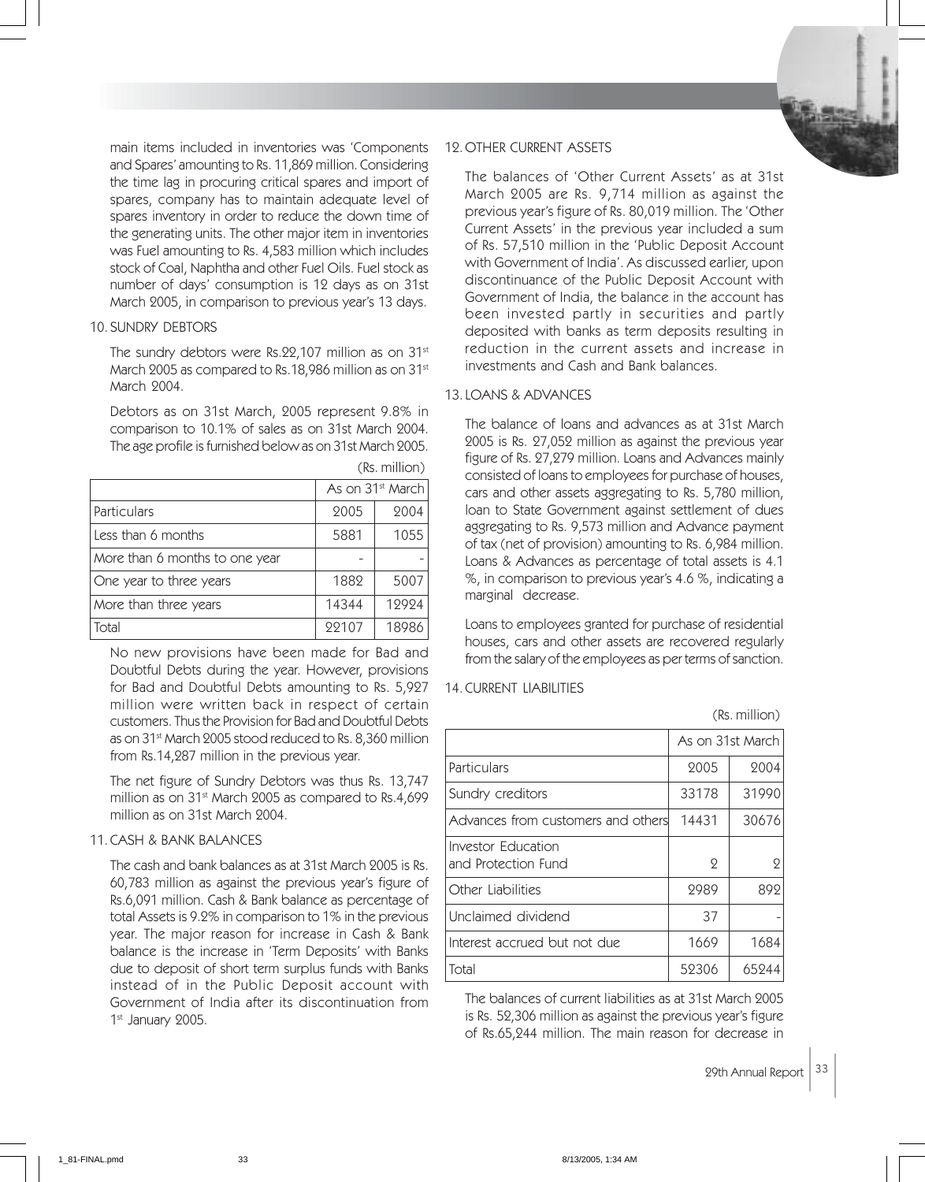main items included in inventories was 'Components and Spares' amounting to Rs. 11,869 million. Considering the time lag in procuring critical spares and import of spares, company has to maintain adequate level of spares inventory in order to reduce the down time of the generating units. The other major item in inventories was Fuel amounting to Rs. 4,583 million which includes stock of Coal, Naphtha and other Fuel Oils. Fuel stock as number of days' consumption is 12 days as on 31st March 2005, in comparison to previous year's 13 days.

10. SUNDRY DEBTORS

The sundry debtors were Rs.22,107 million as on 31st March 2005 as compared to Rs.18,986 million as on 31st March 2004.

Debtors as on 31st March, 2005 represent 9.8% in comparison to 10.1% of sales as on 31st March 2004. The age profile is furnished below as on 31st March 2005.

(Rs. million)

| | As on 31st March | |
|---|---|---|
| Particulars | 2005 | 2004 |
| Less than 6 months | 5881 | 1055 |
| More than 6 months to one year | - | - |
| One year to three years | 1882 | 5007 |
| More than three years | 14344 | 12924 |
| Total | 22107 | 18986 |

No new provisions have been made for Bad and Doubtful Debts during the year. However, provisions for Bad and Doubtful Debts amounting to Rs. 5,927 million were written back in respect of certain customers. Thus the Provision for Bad and Doubtful Debts as on 31st March 2005 stood reduced to Rs. 8,360 million from Rs.14,287 million in the previous year.

The net figure of Sundry Debtors was thus Rs. 13,747 million as on 31st March 2005 as compared to Rs.4,699 million as on 31st March 2004.

11. CASH & BANK BALANCES

The cash and bank balances as at 31st March 2005 is Rs. 60,783 million as against the previous year's figure of Rs.6,091 million. Cash & Bank balance as percentage of total Assets is 9.2% in comparison to 1% in the previous year. The major reason for increase in Cash & Bank balance is the increase in 'Term Deposits' with Banks due to deposit of short term surplus funds with Banks instead of in the Public Deposit account with Government of India after its discontinuation from 1st January 2005.

12. OTHER CURRENT ASSETS

The balances of 'Other Current Assets' as at 31st March 2005 are Rs. 9,714 million as against the previous year's figure of Rs. 80,019 million. The 'Other Current Assets' in the previous year included a sum of Rs. 57,510 million in the 'Public Deposit Account with Government of India'. As discussed earlier, upon discontinuance of the Public Deposit Account with Government of India, the balance in the account has been invested partly in securities and partly deposited with banks as term deposits resulting in reduction in the current assets and increase in investments and Cash and Bank balances.

13. LOANS & ADVANCES

The balance of loans and advances as at 31st March 2005 is Rs. 27,052 million as against the previous year figure of Rs. 27,279 million. Loans and Advances mainly consisted of loans to employees for purchase of houses, cars and other assets aggregating to Rs. 5,780 million, loan to State Government against settlement of dues aggregating to Rs. 9,573 million and Advance payment of tax (net of provision) amounting to Rs. 6,984 million. Loans & Advances as percentage of total assets is 4.1 %, in comparison to previous year's 4.6 %, indicating a marginal decrease.

Loans to employees granted for purchase of residential houses, cars and other assets are recovered regularly from the salary of the employees as per terms of sanction.

14. CURRENT LIABILITIES

(Rs. million)

| | As on 31st March | |
|---|---|---|
| Particulars | 2005 | 2004 |
| Sundry creditors | 33178 | 31990 |
| Advances from customers and others | 14431 | 30676 |
| Investor Education and Protection Fund | 2 | 2 |
| Other Liabilities | 2989 | 892 |
| Unclaimed dividend | 37 | - |
| Interest accrued but not due | 1669 | 1684 |
| Total | 52306 | 65244 |

The balances of current liabilities as at 31st March 2005 is Rs. 52,306 million as against the previous year's figure of Rs.65,244 million. The main reason for decrease in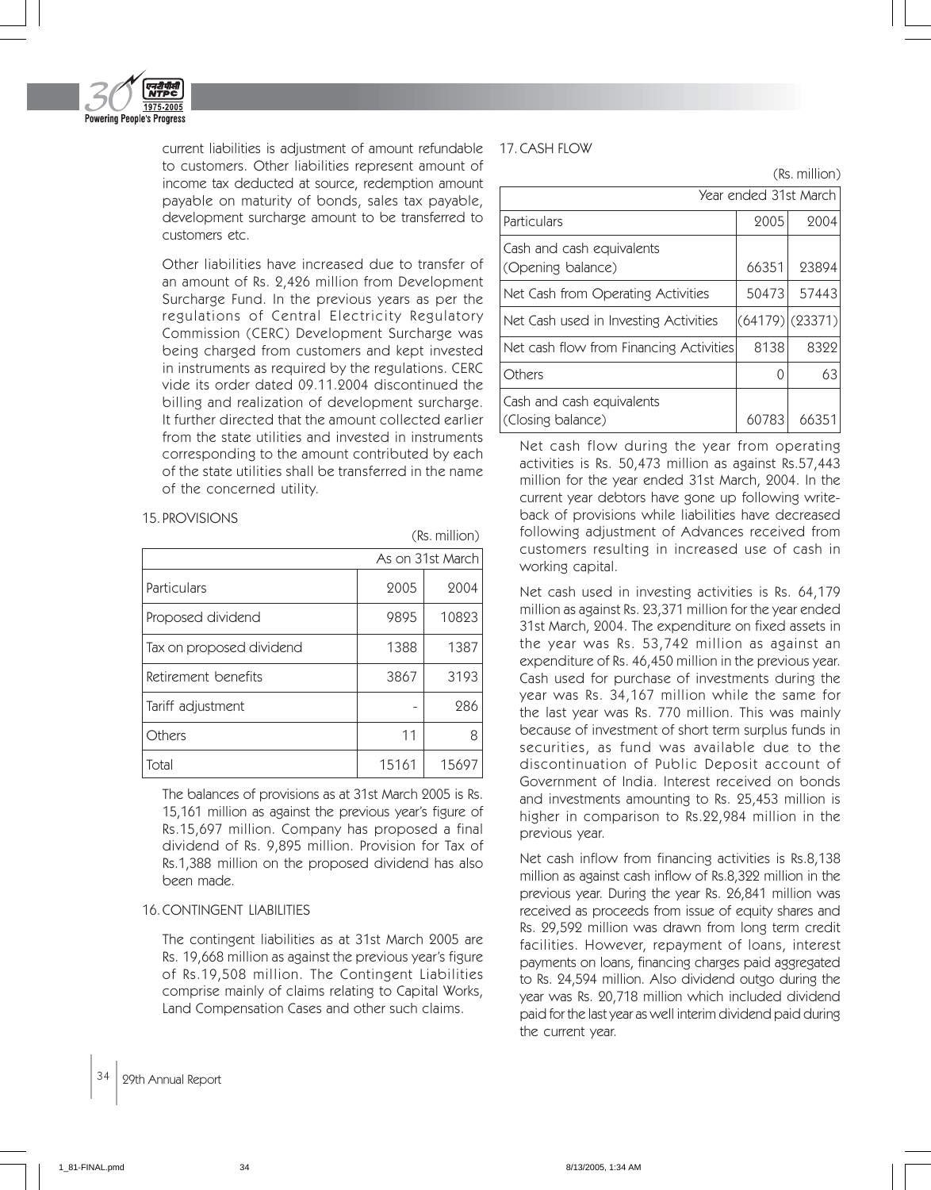current liabilities is adjustment of amount refundable to customers. Other liabilities represent amount of income tax deducted at source, redemption amount payable on maturity of bonds, sales tax payable, development surcharge amount to be transferred to customers etc.

Other liabilities have increased due to transfer of an amount of Rs. 2,426 million from Development Surcharge Fund. In the previous years as per the regulations of Central Electricity Regulatory Commission (CERC) Development Surcharge was being charged from customers and kept invested in instruments as required by the regulations. CERC vide its order dated 09.11.2004 discontinued the billing and realization of development surcharge. It further directed that the amount collected earlier from the state utilities and invested in instruments corresponding to the amount contributed by each of the state utilities shall be transferred in the name of the concerned utility.

## 15. PROVISIONS

(Rs. million)

| | As on 31st March | |
|---|---|---|
| Particulars | 2005 | 2004 |
| Proposed dividend | 9895 | 10823 |
| Tax on proposed dividend | 1388 | 1387 |
| Retirement benefits | 3867 | 3193 |
| Tariff adjustment | - | 286 |
| Others | 11 | 8 |
| Total | 15161 | 15697 |

The balances of provisions as at 31st March 2005 is Rs. 15,161 million as against the previous year's figure of Rs.15,697 million. Company has proposed a final dividend of Rs. 9,895 million. Provision for Tax of Rs.1,388 million on the proposed dividend has also been made.

## 16. CONTINGENT LIABILITIES

The contingent liabilities as at 31st March 2005 are Rs. 19,668 million as against the previous year's figure of Rs.19,508 million. The Contingent Liabilities comprise mainly of claims relating to Capital Works, Land Compensation Cases and other such claims.

## 17. CASH FLOW

(Rs. million)

| | Year ended 31st March | |
|---|---|---|
| Particulars | 2005 | 2004 |
| Cash and cash equivalents (Opening balance) | 66351 | 23894 |
| Net Cash from Operating Activities | 50473 | 57443 |
| Net Cash used in Investing Activities | (64179) | (23371) |
| Net cash flow from Financing Activities | 8138 | 8322 |
| Others | 0 | 63 |
| Cash and cash equivalents (Closing balance) | 60783 | 66351 |

Net cash flow during the year from operating activities is Rs. 50,473 million as against Rs.57,443 million for the year ended 31st March, 2004. In the current year debtors have gone up following write-back of provisions while liabilities have decreased following adjustment of Advances received from customers resulting in increased use of cash in working capital.

Net cash used in investing activities is Rs. 64,179 million as against Rs. 23,371 million for the year ended 31st March, 2004. The expenditure on fixed assets in the year was Rs. 53,742 million as against an expenditure of Rs. 46,450 million in the previous year. Cash used for purchase of investments during the year was Rs. 34,167 million while the same for the last year was Rs. 770 million. This was mainly because of investment of short term surplus funds in securities, as fund was available due to the discontinuation of Public Deposit account of Government of India. Interest received on bonds and investments amounting to Rs. 25,453 million is higher in comparison to Rs.22,984 million in the previous year.

Net cash inflow from financing activities is Rs.8,138 million as against cash inflow of Rs.8,322 million in the previous year. During the year Rs. 26,841 million was received as proceeds from issue of equity shares and Rs. 29,592 million was drawn from long term credit facilities. However, repayment of loans, interest payments on loans, financing charges paid aggregated to Rs. 24,594 million. Also dividend outgo during the year was Rs. 20,718 million which included dividend paid for the last year as well interim dividend paid during the current year.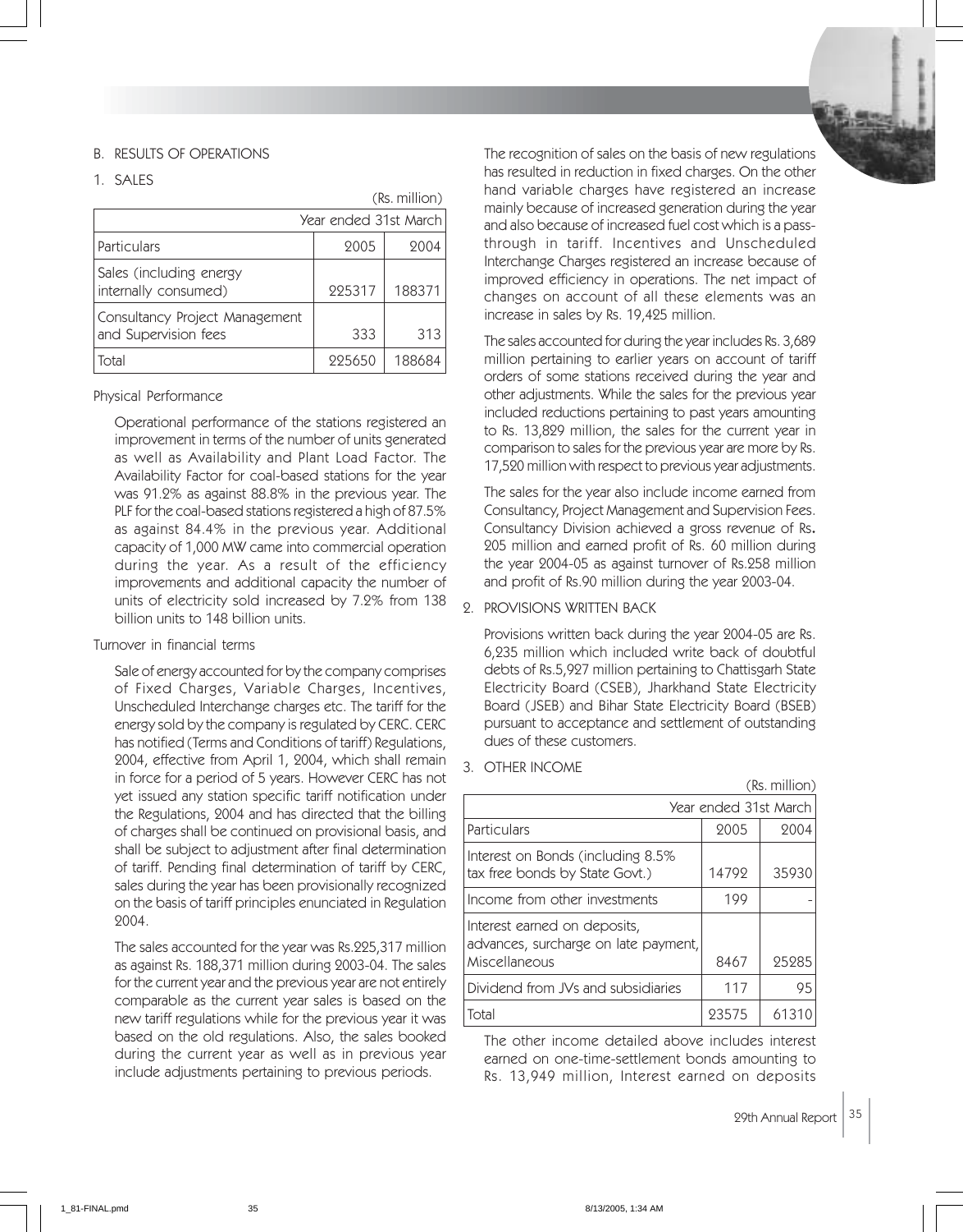## B. RESULTS OF OPERATIONS

### 1. SALES

(Rs. million)

| Particulars | Year ended 31st March 2005 | 2004 |
|---|---|---|
| Sales (including energy internally consumed) | 225317 | 188371 |
| Consultancy Project Management and Supervision fees | 333 | 313 |
| Total | 225650 | 188684 |

Physical Performance

Operational performance of the stations registered an improvement in terms of the number of units generated as well as Availability and Plant Load Factor. The Availability Factor for coal-based stations for the year was 91.2% as against 88.8% in the previous year. The PLF for the coal-based stations registered a high of 87.5% as against 84.4% in the previous year. Additional capacity of 1,000 MW came into commercial operation during the year. As a result of the efficiency improvements and additional capacity the number of units of electricity sold increased by 7.2% from 138 billion units to 148 billion units.

Turnover in financial terms

Sale of energy accounted for by the company comprises of Fixed Charges, Variable Charges, Incentives, Unscheduled Interchange charges etc. The tariff for the energy sold by the company is regulated by CERC. CERC has notified (Terms and Conditions of tariff) Regulations, 2004, effective from April 1, 2004, which shall remain in force for a period of 5 years. However CERC has not yet issued any station specific tariff notification under the Regulations, 2004 and has directed that the billing of charges shall be continued on provisional basis, and shall be subject to adjustment after final determination of tariff. Pending final determination of tariff by CERC, sales during the year has been provisionally recognized on the basis of tariff principles enunciated in Regulation 2004.

The sales accounted for the year was Rs.225,317 million as against Rs. 188,371 million during 2003-04. The sales for the current year and the previous year are not entirely comparable as the current year sales is based on the new tariff regulations while for the previous year it was based on the old regulations. Also, the sales booked during the current year as well as in previous year include adjustments pertaining to previous periods.

The recognition of sales on the basis of new regulations has resulted in reduction in fixed charges. On the other hand variable charges have registered an increase mainly because of increased generation during the year and also because of increased fuel cost which is a pass-through in tariff. Incentives and Unscheduled Interchange Charges registered an increase because of improved efficiency in operations. The net impact of changes on account of all these elements was an increase in sales by Rs. 19,425 million.

The sales accounted for during the year includes Rs. 3,689 million pertaining to earlier years on account of tariff orders of some stations received during the year and other adjustments. While the sales for the previous year included reductions pertaining to past years amounting to Rs. 13,829 million, the sales for the current year in comparison to sales for the previous year are more by Rs. 17,520 million with respect to previous year adjustments.

The sales for the year also include income earned from Consultancy, Project Management and Supervision Fees. Consultancy Division achieved a gross revenue of Rs**.** 205 million and earned profit of Rs. 60 million during the year 2004-05 as against turnover of Rs.258 million and profit of Rs.90 million during the year 2003-04.

### 2. PROVISIONS WRITTEN BACK

Provisions written back during the year 2004-05 are Rs. 6,235 million which included write back of doubtful debts of Rs.5,927 million pertaining to Chattisgarh State Electricity Board (CSEB), Jharkhand State Electricity Board (JSEB) and Bihar State Electricity Board (BSEB) pursuant to acceptance and settlement of outstanding dues of these customers.

### 3. OTHER INCOME

(Rs. million)

| Particulars | Year ended 31st March 2005 | 2004 |
|---|---|---|
| Interest on Bonds (including 8.5% tax free bonds by State Govt.) | 14792 | 35930 |
| Income from other investments | 199 | - |
| Interest earned on deposits, advances, surcharge on late payment, Miscellaneous | 8467 | 25285 |
| Dividend from JVs and subsidiaries | 117 | 95 |
| Total | 23575 | 61310 |

The other income detailed above includes interest earned on one-time-settlement bonds amounting to Rs. 13,949 million, Interest earned on deposits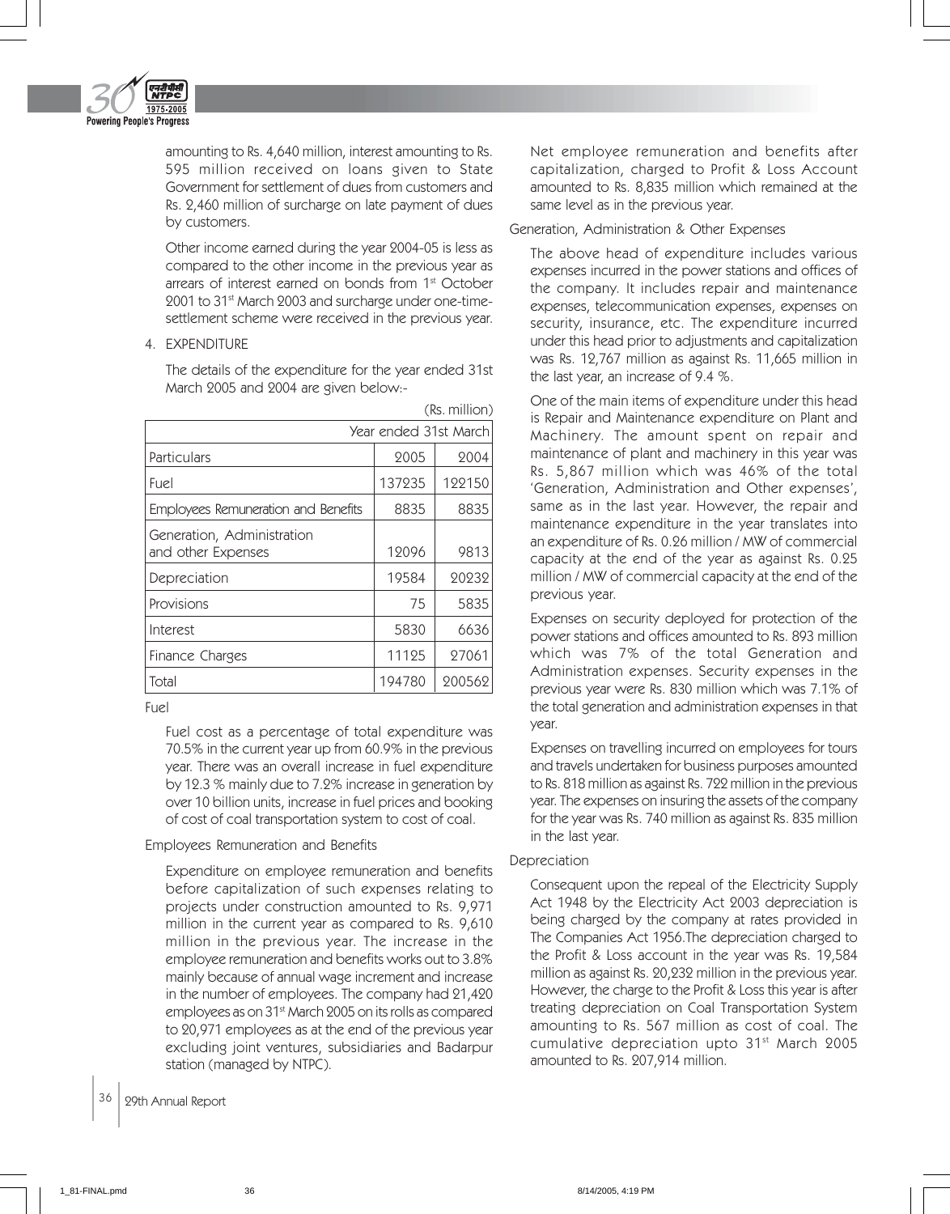amounting to Rs. 4,640 million, interest amounting to Rs. 595 million received on loans given to State Government for settlement of dues from customers and Rs. 2,460 million of surcharge on late payment of dues by customers.

Other income earned during the year 2004-05 is less as compared to the other income in the previous year as arrears of interest earned on bonds from 1st October 2001 to 31st March 2003 and surcharge under one-time-settlement scheme were received in the previous year.

4. EXPENDITURE

The details of the expenditure for the year ended 31st March 2005 and 2004 are given below:-

(Rs. million)

| | Year ended 31st March | |
|---|---|---|
| Particulars | 2005 | 2004 |
| Fuel | 137235 | 122150 |
| Employees Remuneration and Benefits | 8835 | 8835 |
| Generation, Administration and other Expenses | 12096 | 9813 |
| Depreciation | 19584 | 20232 |
| Provisions | 75 | 5835 |
| Interest | 5830 | 6636 |
| Finance Charges | 11125 | 27061 |
| Total | 194780 | 200562 |

Fuel

Fuel cost as a percentage of total expenditure was 70.5% in the current year up from 60.9% in the previous year. There was an overall increase in fuel expenditure by 12.3 % mainly due to 7.2% increase in generation by over 10 billion units, increase in fuel prices and booking of cost of coal transportation system to cost of coal.

Employees Remuneration and Benefits

Expenditure on employee remuneration and benefits before capitalization of such expenses relating to projects under construction amounted to Rs. 9,971 million in the current year as compared to Rs. 9,610 million in the previous year. The increase in the employee remuneration and benefits works out to 3.8% mainly because of annual wage increment and increase in the number of employees. The company had 21,420 employees as on 31st March 2005 on its rolls as compared to 20,971 employees as at the end of the previous year excluding joint ventures, subsidiaries and Badarpur station (managed by NTPC).

Net employee remuneration and benefits after capitalization, charged to Profit & Loss Account amounted to Rs. 8,835 million which remained at the same level as in the previous year.

Generation, Administration & Other Expenses

The above head of expenditure includes various expenses incurred in the power stations and offices of the company. It includes repair and maintenance expenses, telecommunication expenses, expenses on security, insurance, etc. The expenditure incurred under this head prior to adjustments and capitalization was Rs. 12,767 million as against Rs. 11,665 million in the last year, an increase of 9.4 %.

One of the main items of expenditure under this head is Repair and Maintenance expenditure on Plant and Machinery. The amount spent on repair and maintenance of plant and machinery in this year was Rs. 5,867 million which was 46% of the total 'Generation, Administration and Other expenses', same as in the last year. However, the repair and maintenance expenditure in the year translates into an expenditure of Rs. 0.26 million / MW of commercial capacity at the end of the year as against Rs. 0.25 million / MW of commercial capacity at the end of the previous year.

Expenses on security deployed for protection of the power stations and offices amounted to Rs. 893 million which was 7% of the total Generation and Administration expenses. Security expenses in the previous year were Rs. 830 million which was 7.1% of the total generation and administration expenses in that year.

Expenses on travelling incurred on employees for tours and travels undertaken for business purposes amounted to Rs. 818 million as against Rs. 722 million in the previous year. The expenses on insuring the assets of the company for the year was Rs. 740 million as against Rs. 835 million in the last year.

Depreciation

Consequent upon the repeal of the Electricity Supply Act 1948 by the Electricity Act 2003 depreciation is being charged by the company at rates provided in The Companies Act 1956.The depreciation charged to the Profit & Loss account in the year was Rs. 19,584 million as against Rs. 20,232 million in the previous year. However, the charge to the Profit & Loss this year is after treating depreciation on Coal Transportation System amounting to Rs. 567 million as cost of coal. The cumulative depreciation upto 31st March 2005 amounted to Rs. 207,914 million.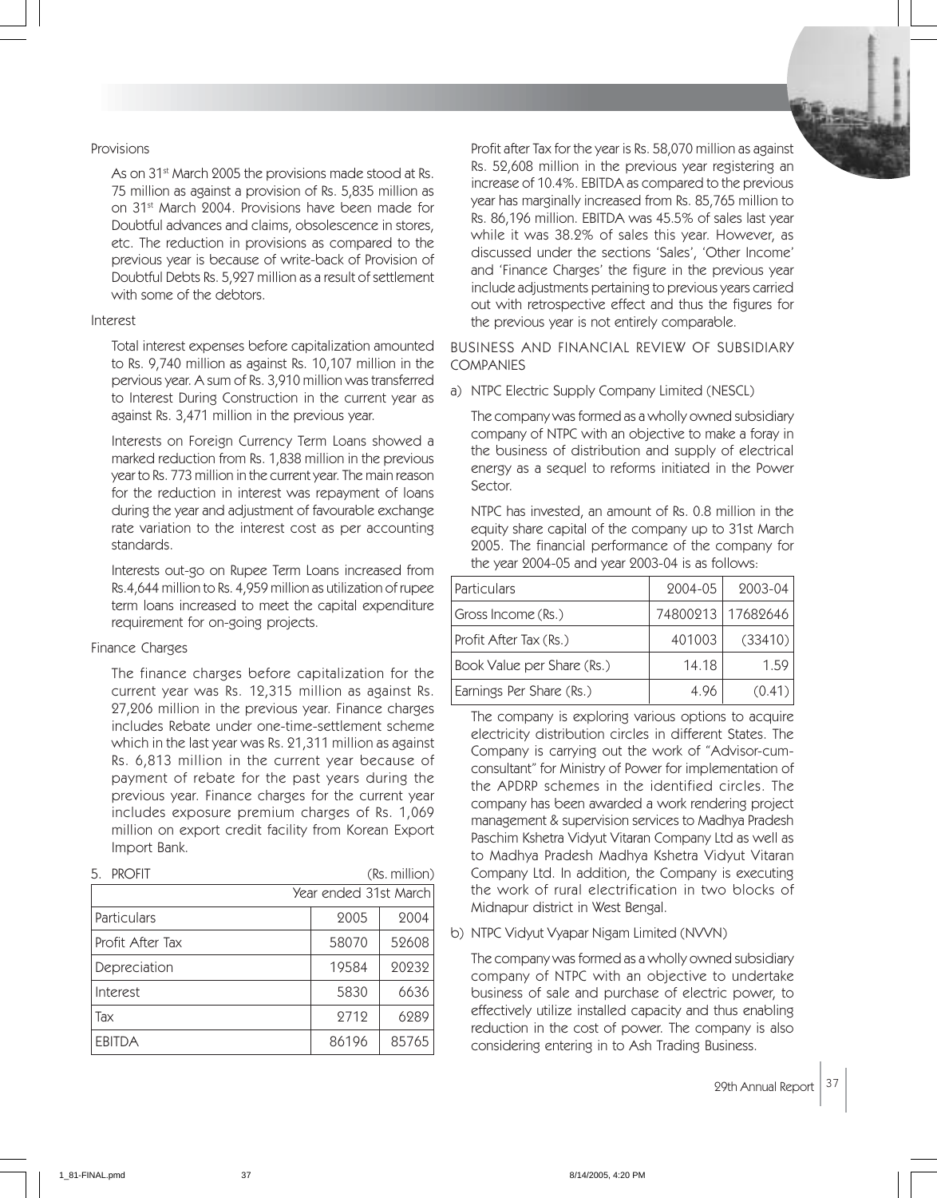Provisions

As on 31st March 2005 the provisions made stood at Rs. 75 million as against a provision of Rs. 5,835 million as on 31st March 2004. Provisions have been made for Doubtful advances and claims, obsolescence in stores, etc. The reduction in provisions as compared to the previous year is because of write-back of Provision of Doubtful Debts Rs. 5,927 million as a result of settlement with some of the debtors.

Interest

Total interest expenses before capitalization amounted to Rs. 9,740 million as against Rs. 10,107 million in the pervious year. A sum of Rs. 3,910 million was transferred to Interest During Construction in the current year as against Rs. 3,471 million in the previous year.

Interests on Foreign Currency Term Loans showed a marked reduction from Rs. 1,838 million in the previous year to Rs. 773 million in the current year. The main reason for the reduction in interest was repayment of loans during the year and adjustment of favourable exchange rate variation to the interest cost as per accounting standards.

Interests out-go on Rupee Term Loans increased from Rs.4,644 million to Rs. 4,959 million as utilization of rupee term loans increased to meet the capital expenditure requirement for on-going projects.

Finance Charges

The finance charges before capitalization for the current year was Rs. 12,315 million as against Rs. 27,206 million in the previous year. Finance charges includes Rebate under one-time-settlement scheme which in the last year was Rs. 21,311 million as against Rs. 6,813 million in the current year because of payment of rebate for the past years during the previous year. Finance charges for the current year includes exposure premium charges of Rs. 1,069 million on export credit facility from Korean Export Import Bank.

5. PROFIT (Rs. million)

| | Year ended 31st March | |
|---|---|---|
| Particulars | 2005 | 2004 |
| Profit After Tax | 58070 | 52608 |
| Depreciation | 19584 | 20232 |
| Interest | 5830 | 6636 |
| Tax | 2712 | 6289 |
| EBITDA | 86196 | 85765 |

Profit after Tax for the year is Rs. 58,070 million as against Rs. 52,608 million in the previous year registering an increase of 10.4%. EBITDA as compared to the previous year has marginally increased from Rs. 85,765 million to Rs. 86,196 million. EBITDA was 45.5% of sales last year while it was 38.2% of sales this year. However, as discussed under the sections 'Sales', 'Other Income' and 'Finance Charges' the figure in the previous year include adjustments pertaining to previous years carried out with retrospective effect and thus the figures for the previous year is not entirely comparable.

BUSINESS AND FINANCIAL REVIEW OF SUBSIDIARY COMPANIES

a) NTPC Electric Supply Company Limited (NESCL)

The company was formed as a wholly owned subsidiary company of NTPC with an objective to make a foray in the business of distribution and supply of electrical energy as a sequel to reforms initiated in the Power Sector.

NTPC has invested, an amount of Rs. 0.8 million in the equity share capital of the company up to 31st March 2005. The financial performance of the company for the year 2004-05 and year 2003-04 is as follows:

| Particulars | 2004-05 | 2003-04 |
|---|---|---|
| Gross Income (Rs.) | 74800213 | 17682646 |
| Profit After Tax (Rs.) | 401003 | (33410) |
| Book Value per Share (Rs.) | 14.18 | 1.59 |
| Earnings Per Share (Rs.) | 4.96 | (0.41) |

The company is exploring various options to acquire electricity distribution circles in different States. The Company is carrying out the work of "Advisor-cum-consultant" for Ministry of Power for implementation of the APDRP schemes in the identified circles. The company has been awarded a work rendering project management & supervision services to Madhya Pradesh Paschim Kshetra Vidyut Vitaran Company Ltd as well as to Madhya Pradesh Madhya Kshetra Vidyut Vitaran Company Ltd. In addition, the Company is executing the work of rural electrification in two blocks of Midnapur district in West Bengal.

b) NTPC Vidyut Vyapar Nigam Limited (NVVN)

The company was formed as a wholly owned subsidiary company of NTPC with an objective to undertake business of sale and purchase of electric power, to effectively utilize installed capacity and thus enabling reduction in the cost of power. The company is also considering entering in to Ash Trading Business.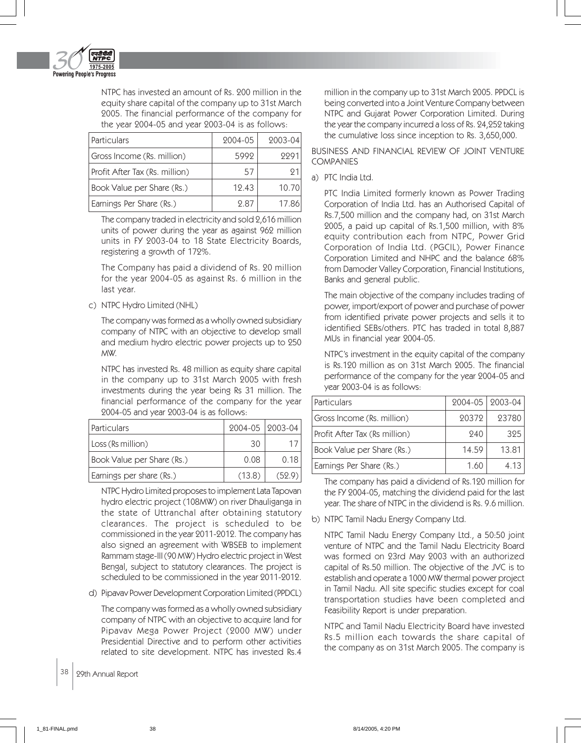NTPC has invested an amount of Rs. 200 million in the equity share capital of the company up to 31st March 2005. The financial performance of the company for the year 2004-05 and year 2003-04 is as follows:

| Particulars | 2004-05 | 2003-04 |
|---|---|---|
| Gross Income (Rs. million) | 5992 | 2291 |
| Profit After Tax (Rs. million) | 57 | 21 |
| Book Value per Share (Rs.) | 12.43 | 10.70 |
| Earnings Per Share (Rs.) | 2.87 | 17.86 |

The company traded in electricity and sold 2,616 million units of power during the year as against 962 million units in FY 2003-04 to 18 State Electricity Boards, registering a growth of 172%.

The Company has paid a dividend of Rs. 20 million for the year 2004-05 as against Rs. 6 million in the last year.

c) NTPC Hydro Limited (NHL)

The company was formed as a wholly owned subsidiary company of NTPC with an objective to develop small and medium hydro electric power projects up to 250 MW.

NTPC has invested Rs. 48 million as equity share capital in the company up to 31st March 2005 with fresh investments during the year being Rs 31 million. The financial performance of the company for the year 2004-05 and year 2003-04 is as follows:

| Particulars | 2004-05 | 2003-04 |
|---|---|---|
| Loss (Rs million) | 30 | 17 |
| Book Value per Share (Rs.) | 0.08 | 0.18 |
| Earnings per share (Rs.) | (13.8) | (52.9) |

NTPC Hydro Limited proposes to implement Lata Tapovan hydro electric project (108MW) on river Dhauliganga in the state of Uttranchal after obtaining statutory clearances. The project is scheduled to be commissioned in the year 2011-2012. The company has also signed an agreement with WBSEB to implement Rammam stage-III (90 MW) Hydro electric project in West Bengal, subject to statutory clearances. The project is scheduled to be commissioned in the year 2011-2012.

d) Pipavav Power Development Corporation Limited (PPDCL)

The company was formed as a wholly owned subsidiary company of NTPC with an objective to acquire land for Pipavav Mega Power Project (2000 MW) under Presidential Directive and to perform other activities related to site development. NTPC has invested Rs.4 million in the company up to 31st March 2005. PPDCL is being converted into a Joint Venture Company between NTPC and Gujarat Power Corporation Limited. During the year the company incurred a loss of Rs. 24,252 taking the cumulative loss since inception to Rs. 3,650,000.

BUSINESS AND FINANCIAL REVIEW OF JOINT VENTURE COMPANIES

a) PTC India Ltd.

PTC India Limited formerly known as Power Trading Corporation of India Ltd. has an Authorised Capital of Rs.7,500 million and the company had, on 31st March 2005, a paid up capital of Rs.1,500 million, with 8% equity contribution each from NTPC, Power Grid Corporation of India Ltd. (PGCIL), Power Finance Corporation Limited and NHPC and the balance 68% from Damoder Valley Corporation, Financial Institutions, Banks and general public.

The main objective of the company includes trading of power, import/export of power and purchase of power from identified private power projects and sells it to identified SEBs/others. PTC has traded in total 8,887 MUs in financial year 2004-05.

NTPC's investment in the equity capital of the company is Rs.120 million as on 31st March 2005. The financial performance of the company for the year 2004-05 and year 2003-04 is as follows:

| Particulars | 2004-05 | 2003-04 |
|---|---|---|
| Gross Income (Rs. million) | 20372 | 23780 |
| Profit After Tax (Rs million) | 240 | 325 |
| Book Value per Share (Rs.) | 14.59 | 13.81 |
| Earnings Per Share (Rs.) | 1.60 | 4.13 |

The company has paid a dividend of Rs.120 million for the FY 2004-05, matching the dividend paid for the last year. The share of NTPC in the dividend is Rs. 9.6 million.

b) NTPC Tamil Nadu Energy Company Ltd.

NTPC Tamil Nadu Energy Company Ltd., a 50:50 joint venture of NTPC and the Tamil Nadu Electricity Board was formed on 23rd May 2003 with an authorized capital of Rs.50 million. The objective of the JVC is to establish and operate a 1000 MW thermal power project in Tamil Nadu. All site specific studies except for coal transportation studies have been completed and Feasibility Report is under preparation.

NTPC and Tamil Nadu Electricity Board have invested Rs.5 million each towards the share capital of the company as on 31st March 2005. The company is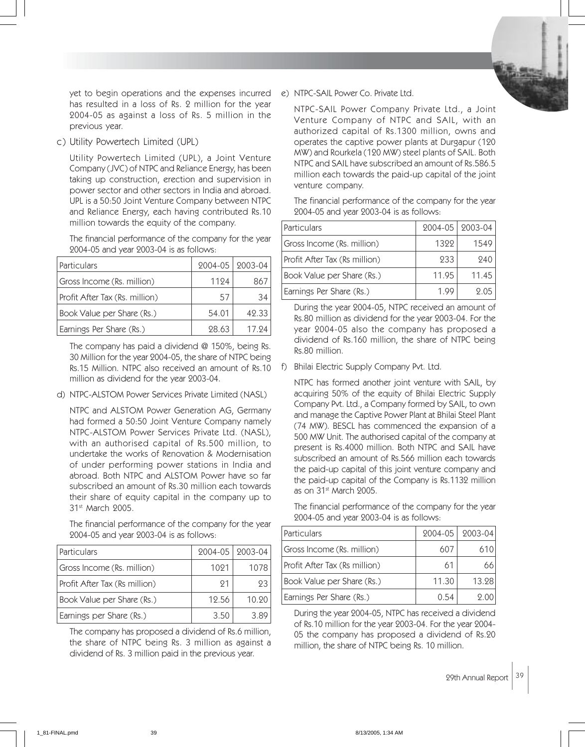yet to begin operations and the expenses incurred has resulted in a loss of Rs. 2 million for the year 2004-05 as against a loss of Rs. 5 million in the previous year.

c) Utility Powertech Limited (UPL)

Utility Powertech Limited (UPL), a Joint Venture Company (JVC) of NTPC and Reliance Energy, has been taking up construction, erection and supervision in power sector and other sectors in India and abroad. UPL is a 50:50 Joint Venture Company between NTPC and Reliance Energy, each having contributed Rs.10 million towards the equity of the company.

The financial performance of the company for the year 2004-05 and year 2003-04 is as follows:

| Particulars | 2004-05 | 2003-04 |
|---|---|---|
| Gross Income (Rs. million) | 1124 | 867 |
| Profit After Tax (Rs. million) | 57 | 34 |
| Book Value per Share (Rs.) | 54.01 | 42.33 |
| Earnings Per Share (Rs.) | 28.63 | 17.24 |

The company has paid a dividend @ 150%, being Rs. 30 Million for the year 2004-05, the share of NTPC being Rs.15 Million. NTPC also received an amount of Rs.10 million as dividend for the year 2003-04.

d) NTPC-ALSTOM Power Services Private Limited (NASL)

NTPC and ALSTOM Power Generation AG, Germany had formed a 50:50 Joint Venture Company namely NTPC-ALSTOM Power Services Private Ltd. (NASL), with an authorised capital of Rs.500 million, to undertake the works of Renovation & Modernisation of under performing power stations in India and abroad. Both NTPC and ALSTOM Power have so far subscribed an amount of Rs.30 million each towards their share of equity capital in the company up to 31st March 2005.

The financial performance of the company for the year 2004-05 and year 2003-04 is as follows:

| Particulars | 2004-05 | 2003-04 |
|---|---|---|
| Gross Income (Rs. million) | 1021 | 1078 |
| Profit After Tax (Rs million) | 21 | 23 |
| Book Value per Share (Rs.) | 12.56 | 10.20 |
| Earnings per Share (Rs.) | 3.50 | 3.89 |

The company has proposed a dividend of Rs.6 million, the share of NTPC being Rs. 3 million as against a dividend of Rs. 3 million paid in the previous year.

e) NTPC-SAIL Power Co. Private Ltd.

NTPC-SAIL Power Company Private Ltd., a Joint Venture Company of NTPC and SAIL, with an authorized capital of Rs.1300 million, owns and operates the captive power plants at Durgapur (120 MW) and Rourkela (120 MW) steel plants of SAIL. Both NTPC and SAIL have subscribed an amount of Rs.586.5 million each towards the paid-up capital of the joint venture company.

The financial performance of the company for the year 2004-05 and year 2003-04 is as follows:

| Particulars | 2004-05 | 2003-04 |
|---|---|---|
| Gross Income (Rs. million) | 1322 | 1549 |
| Profit After Tax (Rs million) | 233 | 240 |
| Book Value per Share (Rs.) | 11.95 | 11.45 |
| Earnings Per Share (Rs.) | 1.99 | 2.05 |

During the year 2004-05, NTPC received an amount of Rs.80 million as dividend for the year 2003-04. For the year 2004-05 also the company has proposed a dividend of Rs.160 million, the share of NTPC being Rs.80 million.

f) Bhilai Electric Supply Company Pvt. Ltd.

NTPC has formed another joint venture with SAIL, by acquiring 50% of the equity of Bhilai Electric Supply Company Pvt. Ltd., a Company formed by SAIL, to own and manage the Captive Power Plant at Bhilai Steel Plant (74 MW). BESCL has commenced the expansion of a 500 MW Unit. The authorised capital of the company at present is Rs.4000 million. Both NTPC and SAIL have subscribed an amount of Rs.566 million each towards the paid-up capital of this joint venture company and the paid-up capital of the Company is Rs.1132 million as on 31st March 2005.

The financial performance of the company for the year 2004-05 and year 2003-04 is as follows:

| Particulars | 2004-05 | 2003-04 |
|---|---|---|
| Gross Income (Rs. million) | 607 | 610 |
| Profit After Tax (Rs million) | 61 | 66 |
| Book Value per Share (Rs.) | 11.30 | 13.28 |
| Earnings Per Share (Rs.) | 0.54 | 2.00 |

During the year 2004-05, NTPC has received a dividend of Rs.10 million for the year 2003-04. For the year 2004-05 the company has proposed a dividend of Rs.20 million, the share of NTPC being Rs. 10 million.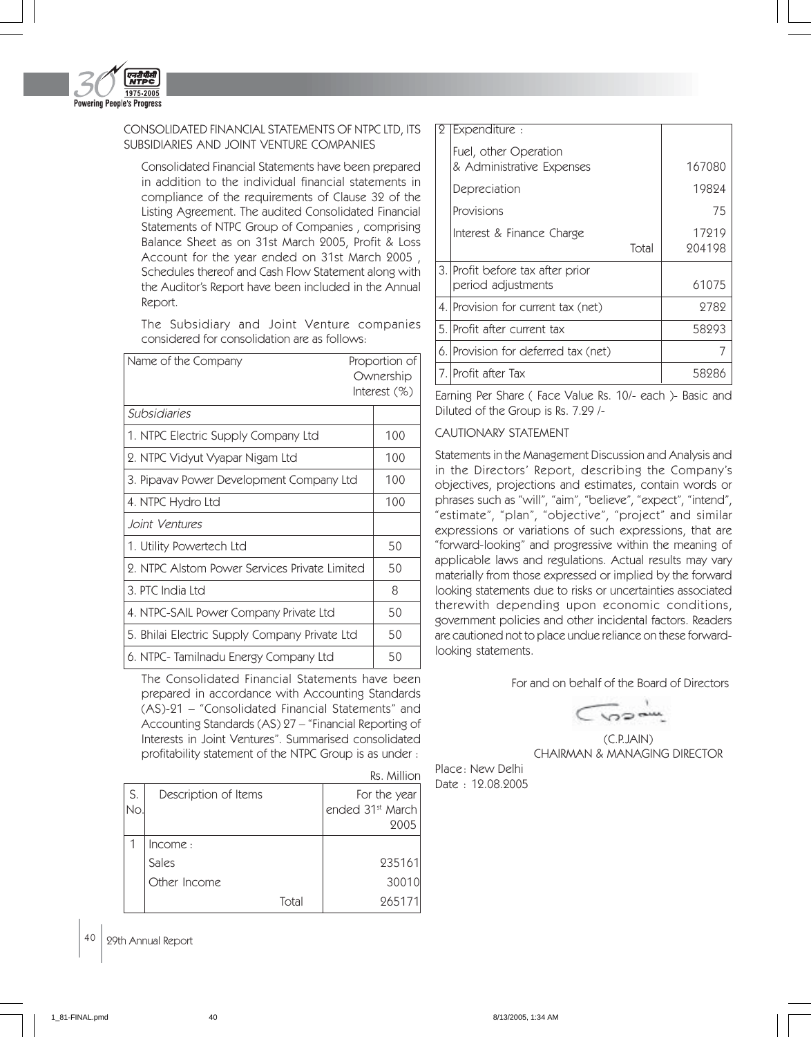## CONSOLIDATED FINANCIAL STATEMENTS OF NTPC LTD, ITS SUBSIDIARIES AND JOINT VENTURE COMPANIES

Consolidated Financial Statements have been prepared in addition to the individual financial statements in compliance of the requirements of Clause 32 of the Listing Agreement. The audited Consolidated Financial Statements of NTPC Group of Companies , comprising Balance Sheet as on 31st March 2005, Profit & Loss Account for the year ended on 31st March 2005 , Schedules thereof and Cash Flow Statement along with the Auditor's Report have been included in the Annual Report.

The Subsidiary and Joint Venture companies considered for consolidation are as follows:

| Name of the Company | Proportion of Ownership Interest (%) |
|---|---|
| *Subsidiaries* | |
| 1. NTPC Electric Supply Company Ltd | 100 |
| 2. NTPC Vidyut Vyapar Nigam Ltd | 100 |
| 3. Pipavav Power Development Company Ltd | 100 |
| 4. NTPC Hydro Ltd | 100 |
| *Joint Ventures* | |
| 1. Utility Powertech Ltd | 50 |
| 2. NTPC Alstom Power Services Private Limited | 50 |
| 3. PTC India Ltd | 8 |
| 4. NTPC-SAIL Power Company Private Ltd | 50 |
| 5. Bhilai Electric Supply Company Private Ltd | 50 |
| 6. NTPC- Tamilnadu Energy Company Ltd | 50 |

The Consolidated Financial Statements have been prepared in accordance with Accounting Standards (AS)-21 – "Consolidated Financial Statements" and Accounting Standards (AS) 27 – "Financial Reporting of Interests in Joint Ventures". Summarised consolidated profitability statement of the NTPC Group is as under :

Rs. Million

| S. No. | Description of Items | For the year ended 31st March 2005 |
|---|---|---|
| 1 | Income : | |
| | Sales | 235161 |
| | Other Income | 30010 |
| | Total | 265171 |
| 2 | Expenditure : | |
| | Fuel, other Operation & Administrative Expenses | 167080 |
| | Depreciation | 19824 |
| | Provisions | 75 |
| | Interest & Finance Charge | 17219 |
| | Total | 204198 |
| 3. | Profit before tax after prior period adjustments | 61075 |
| 4. | Provision for current tax (net) | 2782 |
| 5. | Profit after current tax | 58293 |
| 6. | Provision for deferred tax (net) | 7 |
| 7. | Profit after Tax | 58286 |

Earning Per Share ( Face Value Rs. 10/- each )- Basic and Diluted of the Group is Rs. 7.29 /-

## CAUTIONARY STATEMENT

Statements in the Management Discussion and Analysis and in the Directors' Report, describing the Company's objectives, projections and estimates, contain words or phrases such as "will", "aim", "believe", "expect", "intend", "estimate", "plan", "objective", "project" and similar expressions or variations of such expressions, that are "forward-looking" and progressive within the meaning of applicable laws and regulations. Actual results may vary materially from those expressed or implied by the forward looking statements due to risks or uncertainties associated therewith depending upon economic conditions, government policies and other incidental factors. Readers are cautioned not to place undue reliance on these forward-looking statements.

For and on behalf of the Board of Directors

(C.P.JAIN)
CHAIRMAN & MANAGING DIRECTOR

Place: New Delhi
Date : 12.08.2005